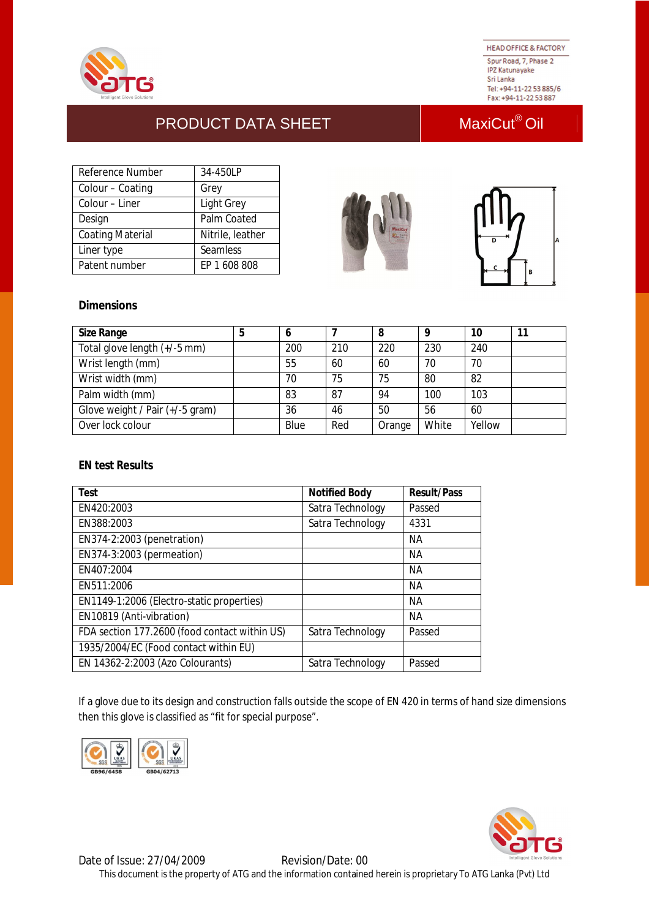HEAD OFFICE & FACTORY
Spur Road, 7, Phase 2
IPZ Katunayake
Sri Lanka
Tel: +94-11-22 53 885/6
Fax: +94-11-22 53 887

# PRODUCT DATA SHEET — MaxiCut® Oil

| Reference Number | 34-450LP |
|---|---|
| Colour – Coating | Grey |
| Colour – Liner | Light Grey |
| Design | Palm Coated |
| Coating Material | Nitrile, leather |
| Liner type | Seamless |
| Patent number | EP 1 608 808 |

## Dimensions

| Size Range | 5 | 6 | 7 | 8 | 9 | 10 | 11 |
|---|---|---|---|---|---|---|---|
| Total glove length (+/-5 mm) | | 200 | 210 | 220 | 230 | 240 | |
| Wrist length (mm) | | 55 | 60 | 60 | 70 | 70 | |
| Wrist width (mm) | | 70 | 75 | 75 | 80 | 82 | |
| Palm width (mm) | | 83 | 87 | 94 | 100 | 103 | |
| Glove weight / Pair (+/-5 gram) | | 36 | 46 | 50 | 56 | 60 | |
| Over lock colour | | Blue | Red | Orange | White | Yellow | |

## EN test Results

| Test | Notified Body | Result/Pass |
|---|---|---|
| EN420:2003 | Satra Technology | Passed |
| EN388:2003 | Satra Technology | 4331 |
| EN374-2:2003 (penetration) | | NA |
| EN374-3:2003 (permeation) | | NA |
| EN407:2004 | | NA |
| EN511:2006 | | NA |
| EN1149-1:2006 (Electro-static properties) | | NA |
| EN10819 (Anti-vibration) | | NA |
| FDA section 177.2600 (food contact within US) | Satra Technology | Passed |
| 1935/2004/EC (Food contact within EU) | | |
| EN 14362-2:2003 (Azo Colourants) | Satra Technology | Passed |

If a glove due to its design and construction falls outside the scope of EN 420 in terms of hand size dimensions then this glove is classified as "fit for special purpose".

GB96/6458 GB04/62713

Date of Issue: 27/04/2009 Revision/Date: 00

This document is the property of ATG and the information contained herein is proprietary To ATG Lanka (Pvt) Ltd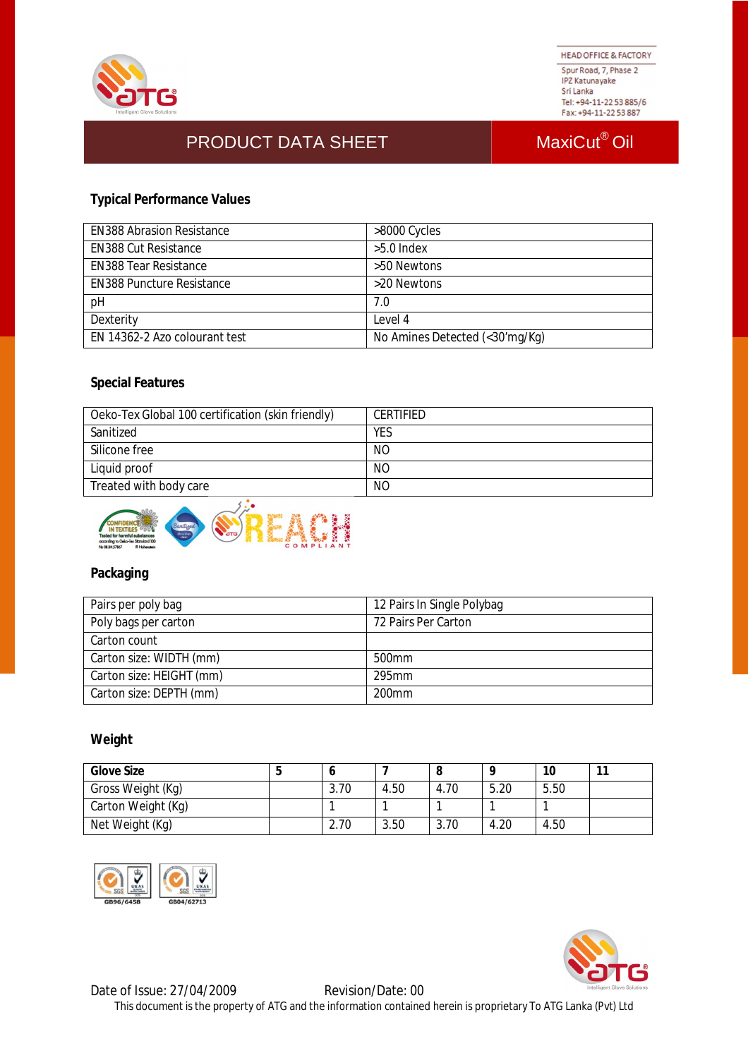HEAD OFFICE & FACTORY
Spur Road, 7, Phase 2
IPZ Katunayake
Sri Lanka
Tel: +94-11-22 53 885/6
Fax: +94-11-22 53 887

# PRODUCT DATA SHEET — MaxiCut® Oil

## Typical Performance Values

| | |
|---|---|
| EN388 Abrasion Resistance | >8000 Cycles |
| EN388 Cut Resistance | >5.0 Index |
| EN388 Tear Resistance | >50 Newtons |
| EN388 Puncture Resistance | >20 Newtons |
| pH | 7.0 |
| Dexterity | Level 4 |
| EN 14362-2 Azo colourant test | No Amines Detected (<30'mg/Kg) |

## Special Features

| | |
|---|---|
| Oeko-Tex Global 100 certification (skin friendly) | CERTIFIED |
| Sanitized | YES |
| Silicone free | NO |
| Liquid proof | NO |
| Treated with body care | NO |

## Packaging

| | |
|---|---|
| Pairs per poly bag | 12 Pairs In Single Polybag |
| Poly bags per carton | 72 Pairs Per Carton |
| Carton count | |
| Carton size: WIDTH (mm) | 500mm |
| Carton size: HEIGHT (mm) | 295mm |
| Carton size: DEPTH (mm) | 200mm |

## Weight

| Glove Size | 5 | 6 | 7 | 8 | 9 | 10 | 11 |
|---|---|---|---|---|---|---|---|
| Gross Weight (Kg) | | 3.70 | 4.50 | 4.70 | 5.20 | 5.50 | |
| Carton Weight (Kg) | | 1 | 1 | 1 | 1 | 1 | |
| Net Weight (Kg) | | 2.70 | 3.50 | 3.70 | 4.20 | 4.50 | |

GB96/6458 GB04/62713

Date of Issue: 27/04/2009 Revision/Date: 00

This document is the property of ATG and the information contained herein is proprietary To ATG Lanka (Pvt) Ltd